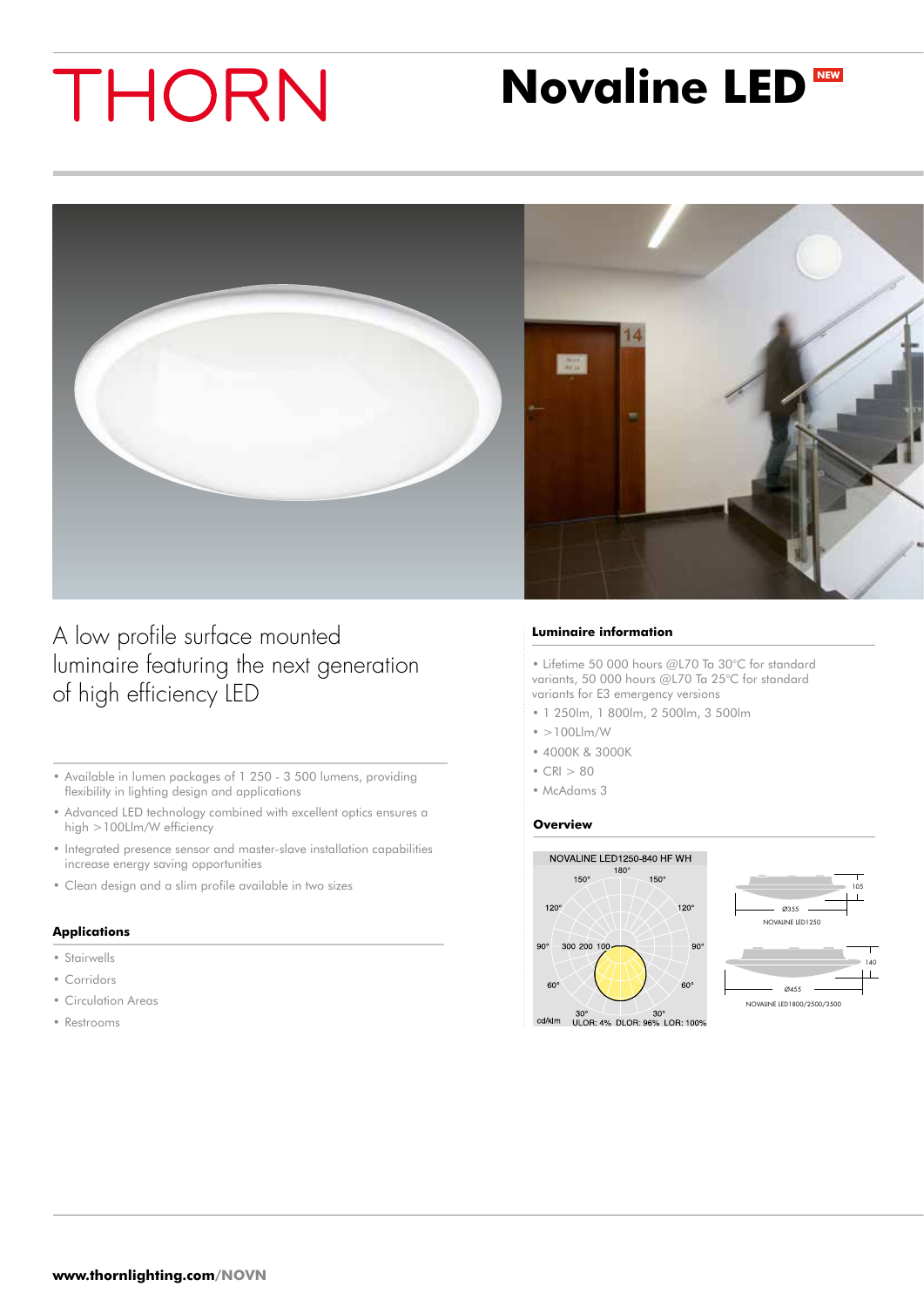# THORN

# Novaline LED NEW

A low profile surface mounted luminaire featuring the next generation of high efficiency LED

- Available in lumen packages of 1 250 - 3 500 lumens, providing flexibility in lighting design and applications
- Advanced LED technology combined with excellent optics ensures a high >100Llm/W efficiency
- Integrated presence sensor and master-slave installation capabilities increase energy saving opportunities
- Clean design and a slim profile available in two sizes

## Applications

- Stairwells
- Corridors
- Circulation Areas
- Restrooms

## Luminaire information

- Lifetime 50 000 hours @L70 Ta 30°C for standard variants, 50 000 hours @L70 Ta 25°C for standard variants for E3 emergency versions
- 1 250lm, 1 800lm, 2 500lm, 3 500lm
- >100Llm/W
- 4000K & 3000K
- CRI > 80
- McAdams 3

## Overview

NOVALINE LED1250-840 HF WH

180° 150° 150° 120° 120° 90° 300 200 100 90° 60° 60° 30° 30°

cd/klm ULOR: 4% DLOR: 96% LOR: 100%

Ø355 105

NOVALINE LED1250

Ø455 140

NOVALINE LED1800/2500/3500

**www.thornlighting.com/NOVN**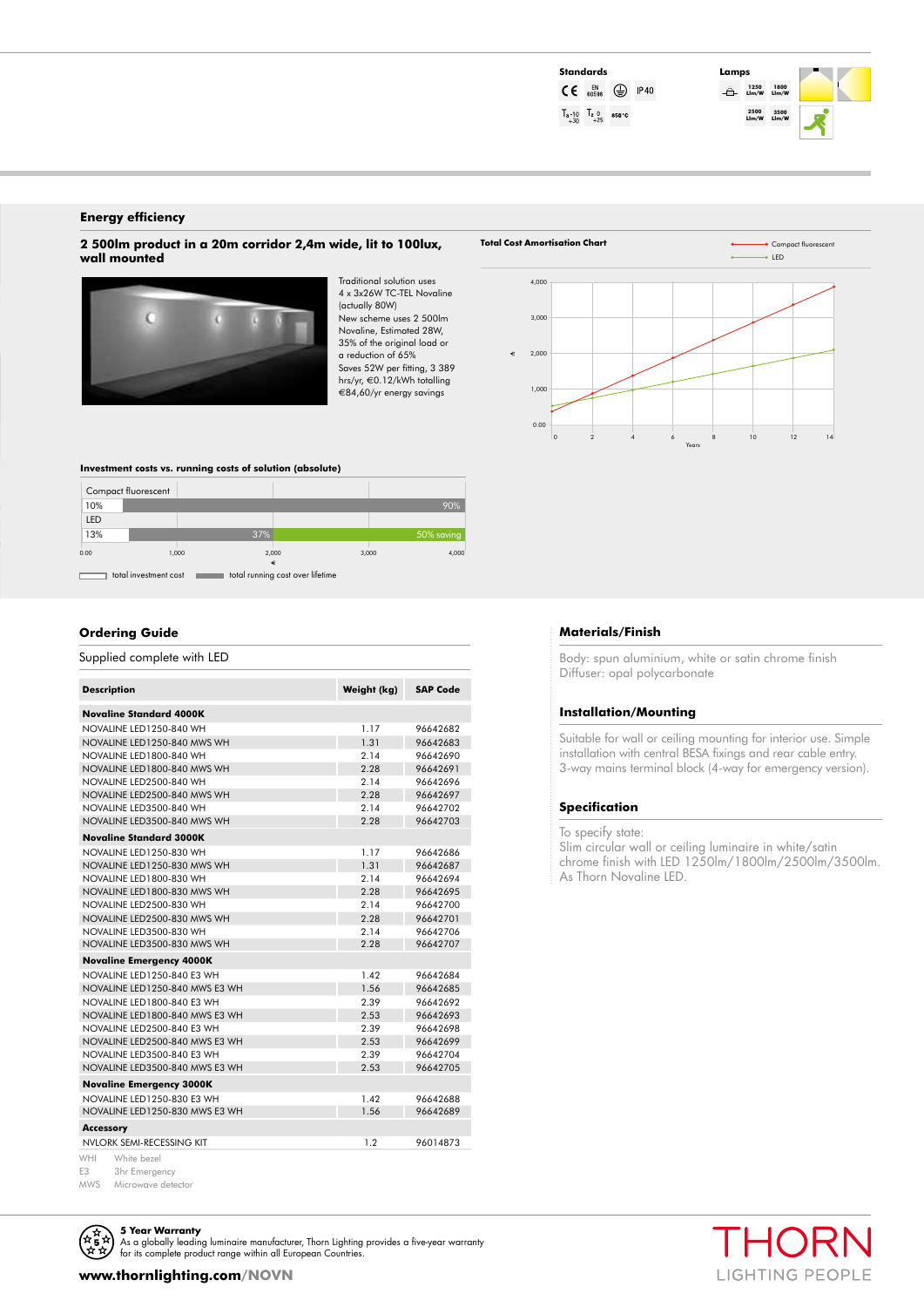**Standards**

CE EN 60598 IP40

$T_a$ -10 +30 $T_a$ 0 +25 850°C

**Lamps**

1250 Llm/W 1800 Llm/W 2500 Llm/W 3500 Llm/W

## Energy efficiency

### 2 500lm product in a 20m corridor 2,4m wide, lit to 100lux, wall mounted

Traditional solution uses 4 x 3x26W TC-TEL Novaline (actually 80W)
New scheme uses 2 500lm Novaline, Estimated 28W, 35% of the original load or a reduction of 65%
Saves 52W per fitting, 3 389 hrs/yr, €0.12/kWh totalling €84,60/yr energy savings

**Total Cost Amortisation Chart**

Compact fluorescent
LED

4,000
3,000
2,000
1,000
0.00

€

0 2 4 6 8 10 12 14

Years

**Investment costs vs. running costs of solution (absolute)**

Compact fluorescent
10%
90%
LED
13%
37%
50% saving

0.00 1,000 2,000 3,000 4,000

€

total investment cost
total running cost over lifetime

## Ordering Guide

Supplied complete with LED

| Description | Weight (kg) | SAP Code |
|---|---|---|
| **Novaline Standard 4000K** | | |
| NOVALINE LED1250-840 WH | 1.17 | 96642682 |
| NOVALINE LED1250-840 MWS WH | 1.31 | 96642683 |
| NOVALINE LED1800-840 WH | 2.14 | 96642690 |
| NOVALINE LED1800-840 MWS WH | 2.28 | 96642691 |
| NOVALINE LED2500-840 WH | 2.14 | 96642696 |
| NOVALINE LED2500-840 MWS WH | 2.28 | 96642697 |
| NOVALINE LED3500-840 WH | 2.14 | 96642702 |
| NOVALINE LED3500-840 MWS WH | 2.28 | 96642703 |
| **Novaline Standard 3000K** | | |
| NOVALINE LED1250-830 WH | 1.17 | 96642686 |
| NOVALINE LED1250-830 MWS WH | 1.31 | 96642687 |
| NOVALINE LED1800-830 WH | 2.14 | 96642694 |
| NOVALINE LED1800-830 MWS WH | 2.28 | 96642695 |
| NOVALINE LED2500-830 WH | 2.14 | 96642700 |
| NOVALINE LED2500-830 MWS WH | 2.28 | 96642701 |
| NOVALINE LED3500-830 WH | 2.14 | 96642706 |
| NOVALINE LED3500-830 MWS WH | 2.28 | 96642707 |
| **Novaline Emergency 4000K** | | |
| NOVALINE LED1250-840 E3 WH | 1.42 | 96642684 |
| NOVALINE LED1250-840 MWS E3 WH | 1.56 | 96642685 |
| NOVALINE LED1800-840 E3 WH | 2.39 | 96642692 |
| NOVALINE LED1800-840 MWS E3 WH | 2.53 | 96642693 |
| NOVALINE LED2500-840 E3 WH | 2.39 | 96642698 |
| NOVALINE LED2500-840 MWS E3 WH | 2.53 | 96642699 |
| NOVALINE LED3500-840 E3 WH | 2.39 | 96642704 |
| NOVALINE LED3500-840 MWS E3 WH | 2.53 | 96642705 |
| **Novaline Emergency 3000K** | | |
| NOVALINE LED1250-830 E3 WH | 1.42 | 96642688 |
| NOVALINE LED1250-830 MWS E3 WH | 1.56 | 96642689 |
| **Accessory** | | |
| NVLORK SEMI-RECESSING KIT | 1.2 | 96014873 |

WH White bezel
E3 3hr Emergency
MWS Microwave detector

## Materials/Finish

Body: spun aluminium, white or satin chrome finish
Diffuser: opal polycarbonate

## Installation/Mounting

Suitable for wall or ceiling mounting for interior use. Simple installation with central BESA fixings and rear cable entry. 3-way mains terminal block (4-way for emergency version).

## Specification

To specify state:
Slim circular wall or ceiling luminaire in white/satin chrome finish with LED 1250lm/1800lm/2500lm/3500lm. As Thorn Novaline LED.

**5 Year Warranty**
As a globally leading luminaire manufacturer, Thorn Lighting provides a five-year warranty for its complete product range within all European Countries.

**www.thornlighting.com/NOVN**

THORN
LIGHTING PEOPLE